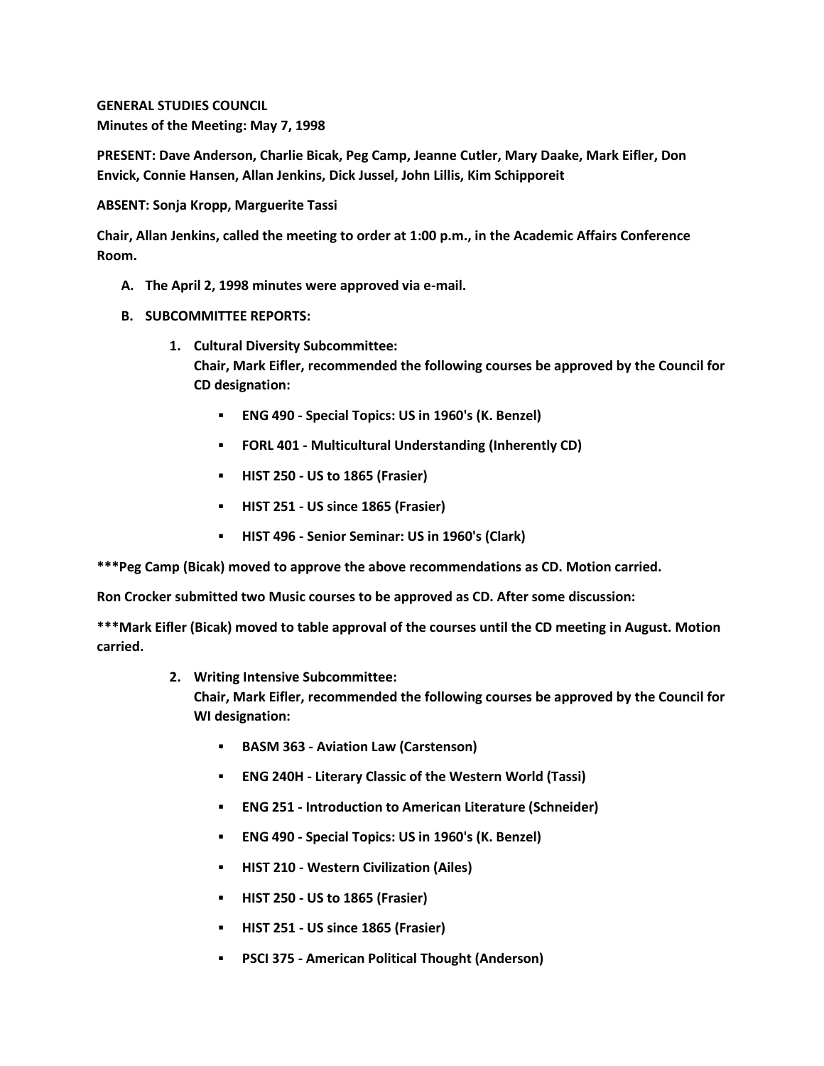**GENERAL STUDIES COUNCIL**
**Minutes of the Meeting: May 7, 1998**

**PRESENT: Dave Anderson, Charlie Bicak, Peg Camp, Jeanne Cutler, Mary Daake, Mark Eifler, Don Envick, Connie Hansen, Allan Jenkins, Dick Jussel, John Lillis, Kim Schipporeit**

**ABSENT: Sonja Kropp, Marguerite Tassi**

**Chair, Allan Jenkins, called the meeting to order at 1:00 p.m., in the Academic Affairs Conference Room.**

A. **The April 2, 1998 minutes were approved via e-mail.**

B. **SUBCOMMITTEE REPORTS:**

   1. **Cultural Diversity Subcommittee:**
      **Chair, Mark Eifler, recommended the following courses be approved by the Council for CD designation:**

      - **ENG 490 - Special Topics: US in 1960's (K. Benzel)**
      - **FORL 401 - Multicultural Understanding (Inherently CD)**
      - **HIST 250 - US to 1865 (Frasier)**
      - **HIST 251 - US since 1865 (Frasier)**
      - **HIST 496 - Senior Seminar: US in 1960's (Clark)**

**\*\*\*Peg Camp (Bicak) moved to approve the above recommendations as CD. Motion carried.**

**Ron Crocker submitted two Music courses to be approved as CD. After some discussion:**

**\*\*\*Mark Eifler (Bicak) moved to table approval of the courses until the CD meeting in August. Motion carried.**

   2. **Writing Intensive Subcommittee:**
      **Chair, Mark Eifler, recommended the following courses be approved by the Council for WI designation:**

      - **BASM 363 - Aviation Law (Carstenson)**
      - **ENG 240H - Literary Classic of the Western World (Tassi)**
      - **ENG 251 - Introduction to American Literature (Schneider)**
      - **ENG 490 - Special Topics: US in 1960's (K. Benzel)**
      - **HIST 210 - Western Civilization (Ailes)**
      - **HIST 250 - US to 1865 (Frasier)**
      - **HIST 251 - US since 1865 (Frasier)**
      - **PSCI 375 - American Political Thought (Anderson)**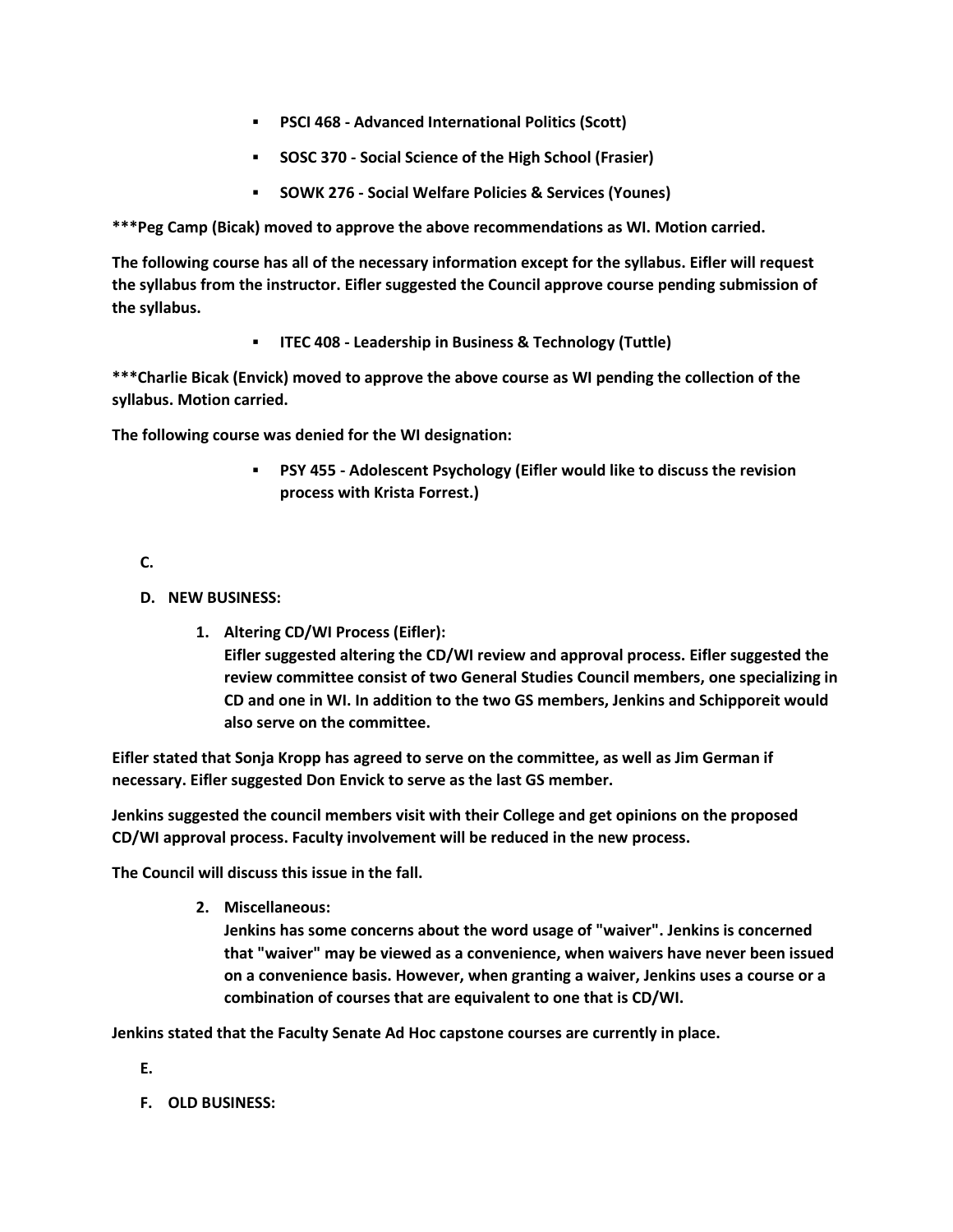- **PSCI 468 - Advanced International Politics (Scott)**
- **SOSC 370 - Social Science of the High School (Frasier)**
- **SOWK 276 - Social Welfare Policies & Services (Younes)**

**\*\*\*Peg Camp (Bicak) moved to approve the above recommendations as WI. Motion carried.**

**The following course has all of the necessary information except for the syllabus. Eifler will request the syllabus from the instructor. Eifler suggested the Council approve course pending submission of the syllabus.**

- **ITEC 408 - Leadership in Business & Technology (Tuttle)**

**\*\*\*Charlie Bicak (Envick) moved to approve the above course as WI pending the collection of the syllabus. Motion carried.**

**The following course was denied for the WI designation:**

- **PSY 455 - Adolescent Psychology (Eifler would like to discuss the revision process with Krista Forrest.)**

**C.**

**D. NEW BUSINESS:**

1. **Altering CD/WI Process (Eifler):**
   **Eifler suggested altering the CD/WI review and approval process. Eifler suggested the review committee consist of two General Studies Council members, one specializing in CD and one in WI. In addition to the two GS members, Jenkins and Schipporeit would also serve on the committee.**

**Eifler stated that Sonja Kropp has agreed to serve on the committee, as well as Jim German if necessary. Eifler suggested Don Envick to serve as the last GS member.**

**Jenkins suggested the council members visit with their College and get opinions on the proposed CD/WI approval process. Faculty involvement will be reduced in the new process.**

**The Council will discuss this issue in the fall.**

2. **Miscellaneous:**
   **Jenkins has some concerns about the word usage of "waiver". Jenkins is concerned that "waiver" may be viewed as a convenience, when waivers have never been issued on a convenience basis. However, when granting a waiver, Jenkins uses a course or a combination of courses that are equivalent to one that is CD/WI.**

**Jenkins stated that the Faculty Senate Ad Hoc capstone courses are currently in place.**

**E.**

**F. OLD BUSINESS:**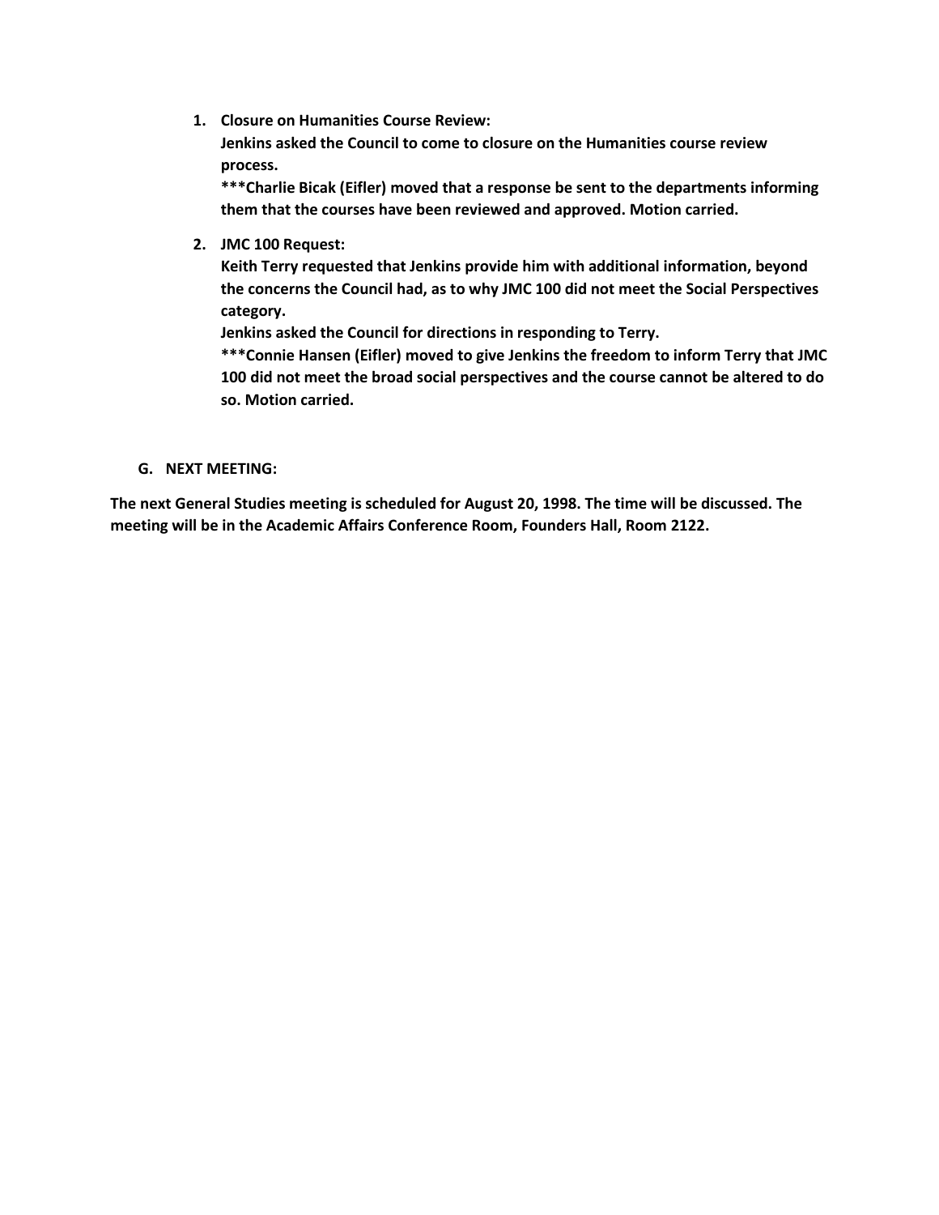1. **Closure on Humanities Course Review:**
   **Jenkins asked the Council to come to closure on the Humanities course review process.**
   **\*\*\*Charlie Bicak (Eifler) moved that a response be sent to the departments informing them that the courses have been reviewed and approved. Motion carried.**

2. **JMC 100 Request:**
   **Keith Terry requested that Jenkins provide him with additional information, beyond the concerns the Council had, as to why JMC 100 did not meet the Social Perspectives category.**
   **Jenkins asked the Council for directions in responding to Terry.**
   **\*\*\*Connie Hansen (Eifler) moved to give Jenkins the freedom to inform Terry that JMC 100 did not meet the broad social perspectives and the course cannot be altered to do so. Motion carried.**

**G. NEXT MEETING:**

**The next General Studies meeting is scheduled for August 20, 1998. The time will be discussed. The meeting will be in the Academic Affairs Conference Room, Founders Hall, Room 2122.**